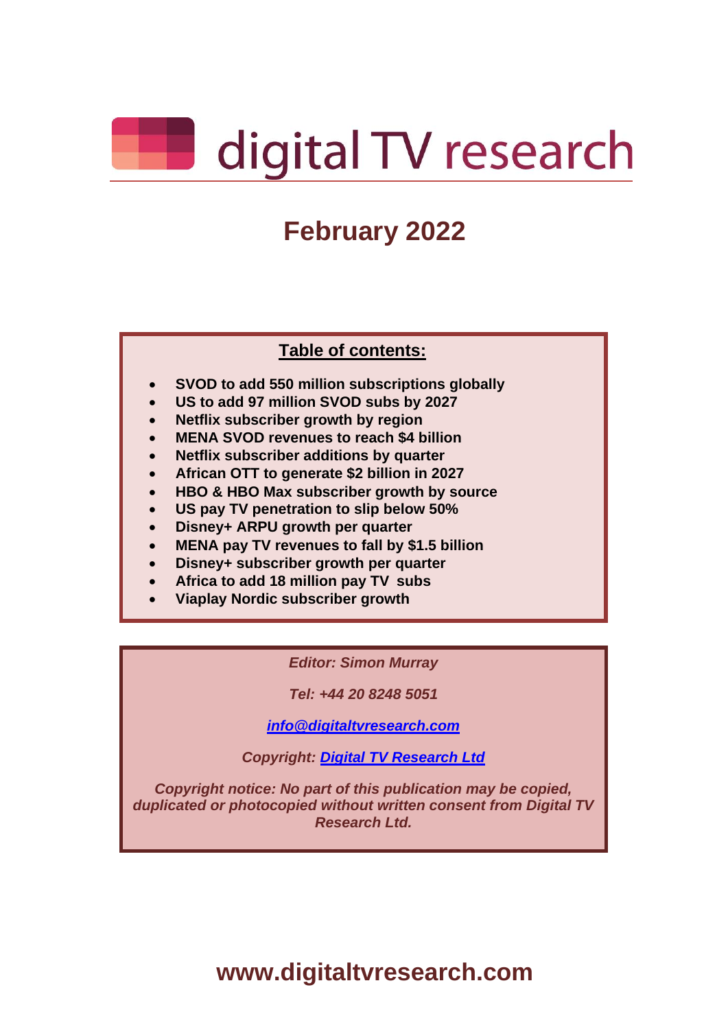# digital TV research

## February 2022

**Table of contents:**

- **SVOD to add 550 million subscriptions globally**
- **US to add 97 million SVOD subs by 2027**
- **Netflix subscriber growth by region**
- **MENA SVOD revenues to reach $4 billion**
- **Netflix subscriber additions by quarter**
- **African OTT to generate $2 billion in 2027**
- **HBO & HBO Max subscriber growth by source**
- **US pay TV penetration to slip below 50%**
- **Disney+ ARPU growth per quarter**
- **MENA pay TV revenues to fall by $1.5 billion**
- **Disney+ subscriber growth per quarter**
- **Africa to add 18 million pay TV subs**
- **Viaplay Nordic subscriber growth**

*Editor: Simon Murray*

*Tel: +44 20 8248 5051*

*info@digitaltvresearch.com*

*Copyright: Digital TV Research Ltd*

*Copyright notice: No part of this publication may be copied, duplicated or photocopied without written consent from Digital TV Research Ltd.*

**www.digitaltvresearch.com**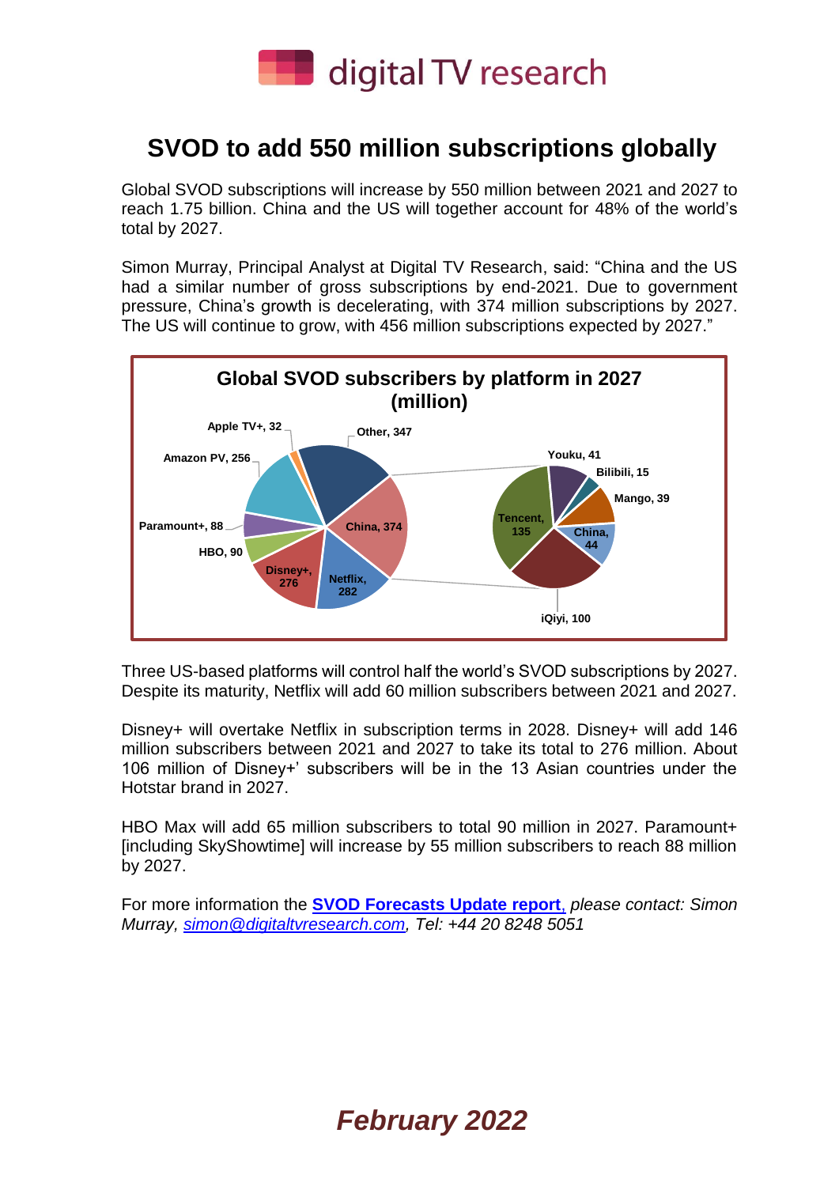# SVOD to add 550 million subscriptions globally

Global SVOD subscriptions will increase by 550 million between 2021 and 2027 to reach 1.75 billion. China and the US will together account for 48% of the world's total by 2027.

Simon Murray, Principal Analyst at Digital TV Research, said: "China and the US had a similar number of gross subscriptions by end-2021. Due to government pressure, China's growth is decelerating, with 374 million subscriptions by 2027. The US will continue to grow, with 456 million subscriptions expected by 2027."

**Global SVOD subscribers by platform in 2027 (million)**

| Platform | Subscribers (million) |
|---|---|
| Netflix | 282 |
| Disney+ | 276 |
| HBO | 90 |
| Paramount+ | 88 |
| Amazon PV | 256 |
| Apple TV+ | 32 |
| Other | 347 |
| China | 374 |

| China breakdown | Subscribers (million) |
|---|---|
| Youku | 41 |
| Bilibili | 15 |
| Mango | 39 |
| China | 44 |
| iQiyi | 100 |
| Tencent | 135 |

Three US-based platforms will control half the world's SVOD subscriptions by 2027. Despite its maturity, Netflix will add 60 million subscribers between 2021 and 2027.

Disney+ will overtake Netflix in subscription terms in 2028. Disney+ will add 146 million subscribers between 2021 and 2027 to take its total to 276 million. About 106 million of Disney+' subscribers will be in the 13 Asian countries under the Hotstar brand in 2027.

HBO Max will add 65 million subscribers to total 90 million in 2027. Paramount+ [including SkyShowtime] will increase by 55 million subscribers to reach 88 million by 2027.

For more information the **SVOD Forecasts Update report**, *please contact: Simon Murray, simon@digitaltvresearch.com, Tel: +44 20 8248 5051*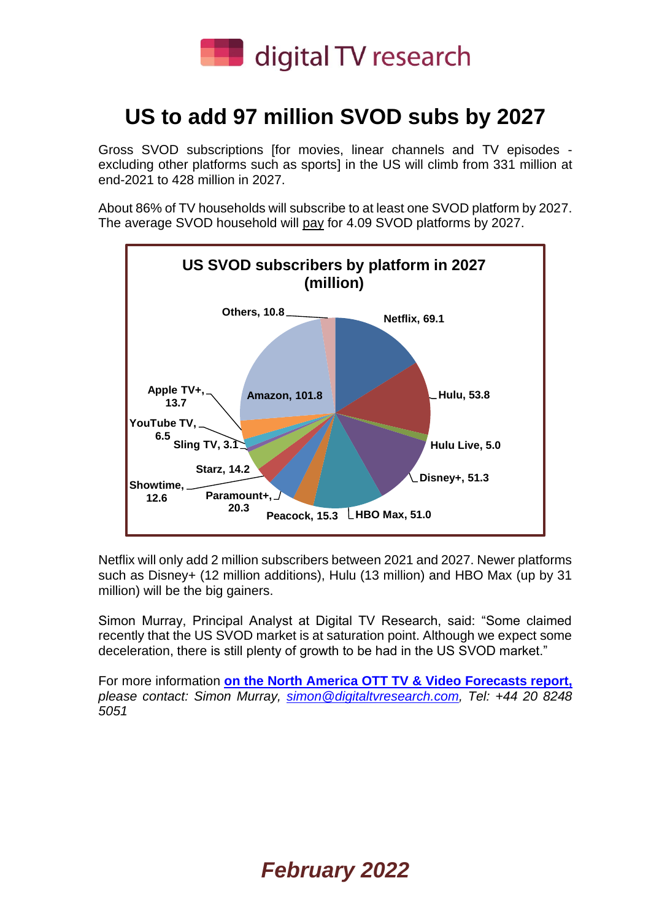# US to add 97 million SVOD subs by 2027

Gross SVOD subscriptions [for movies, linear channels and TV episodes - excluding other platforms such as sports] in the US will climb from 331 million at end-2021 to 428 million in 2027.

About 86% of TV households will subscribe to at least one SVOD platform by 2027. The average SVOD household will pay for 4.09 SVOD platforms by 2027.

**US SVOD subscribers by platform in 2027 (million)**

| Platform | Subscribers (million) |
|---|---|
| Netflix | 69.1 |
| Hulu | 53.8 |
| Hulu Live | 5.0 |
| Disney+ | 51.3 |
| HBO Max | 51.0 |
| Peacock | 15.3 |
| Paramount+ | 20.3 |
| Showtime | 12.6 |
| Starz | 14.2 |
| Sling TV | 3.1 |
| YouTube TV | 6.5 |
| Apple TV+ | 13.7 |
| Amazon | 101.8 |
| Others | 10.8 |

Netflix will only add 2 million subscribers between 2021 and 2027. Newer platforms such as Disney+ (12 million additions), Hulu (13 million) and HBO Max (up by 31 million) will be the big gainers.

Simon Murray, Principal Analyst at Digital TV Research, said: "Some claimed recently that the US SVOD market is at saturation point. Although we expect some deceleration, there is still plenty of growth to be had in the US SVOD market."

For more information **on the North America OTT TV & Video Forecasts report,** *please contact: Simon Murray, simon@digitaltvresearch.com, Tel: +44 20 8248 5051*

***February 2022***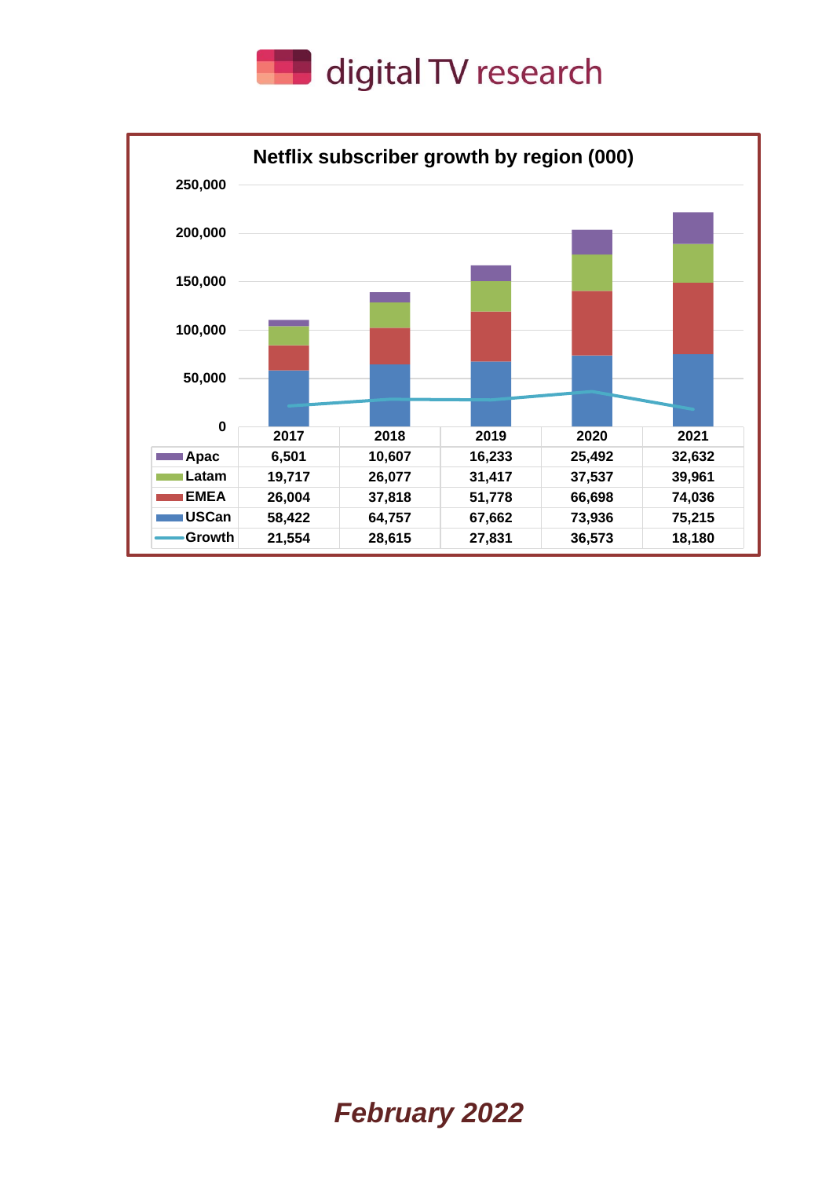**Netflix subscriber growth by region (000)**

| | 2017 | 2018 | 2019 | 2020 | 2021 |
|---|---|---|---|---|---|
| Apac | 6,501 | 10,607 | 16,233 | 25,492 | 32,632 |
| Latam | 19,717 | 26,077 | 31,417 | 37,537 | 39,961 |
| EMEA | 26,004 | 37,818 | 51,778 | 66,698 | 74,036 |
| USCan | 58,422 | 64,757 | 67,662 | 73,936 | 75,215 |
| Growth | 21,554 | 28,615 | 27,831 | 36,573 | 18,180 |

***February 2022***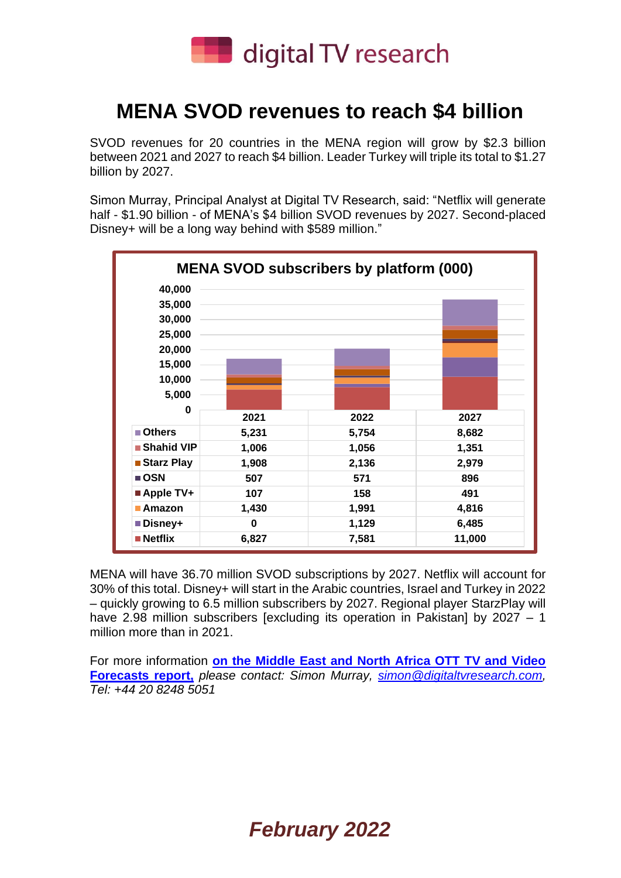# MENA SVOD revenues to reach $4 billion

SVOD revenues for 20 countries in the MENA region will grow by $2.3 billion between 2021 and 2027 to reach $4 billion. Leader Turkey will triple its total to $1.27 billion by 2027.

Simon Murray, Principal Analyst at Digital TV Research, said: "Netflix will generate half - $1.90 billion - of MENA's $4 billion SVOD revenues by 2027. Second-placed Disney+ will be a long way behind with $589 million."

**MENA SVOD subscribers by platform (000)**

| | 2021 | 2022 | 2027 |
|---|---|---|---|
| Others | 5,231 | 5,754 | 8,682 |
| Shahid VIP | 1,006 | 1,056 | 1,351 |
| Starz Play | 1,908 | 2,136 | 2,979 |
| OSN | 507 | 571 | 896 |
| Apple TV+ | 107 | 158 | 491 |
| Amazon | 1,430 | 1,991 | 4,816 |
| Disney+ | 0 | 1,129 | 6,485 |
| Netflix | 6,827 | 7,581 | 11,000 |

MENA will have 36.70 million SVOD subscriptions by 2027. Netflix will account for 30% of this total. Disney+ will start in the Arabic countries, Israel and Turkey in 2022 – quickly growing to 6.5 million subscribers by 2027. Regional player StarzPlay will have 2.98 million subscribers [excluding its operation in Pakistan] by 2027 – 1 million more than in 2021.

For more information **on the Middle East and North Africa OTT TV and Video Forecasts report,** *please contact: Simon Murray, simon@digitaltvresearch.com, Tel: +44 20 8248 5051*

***February 2022***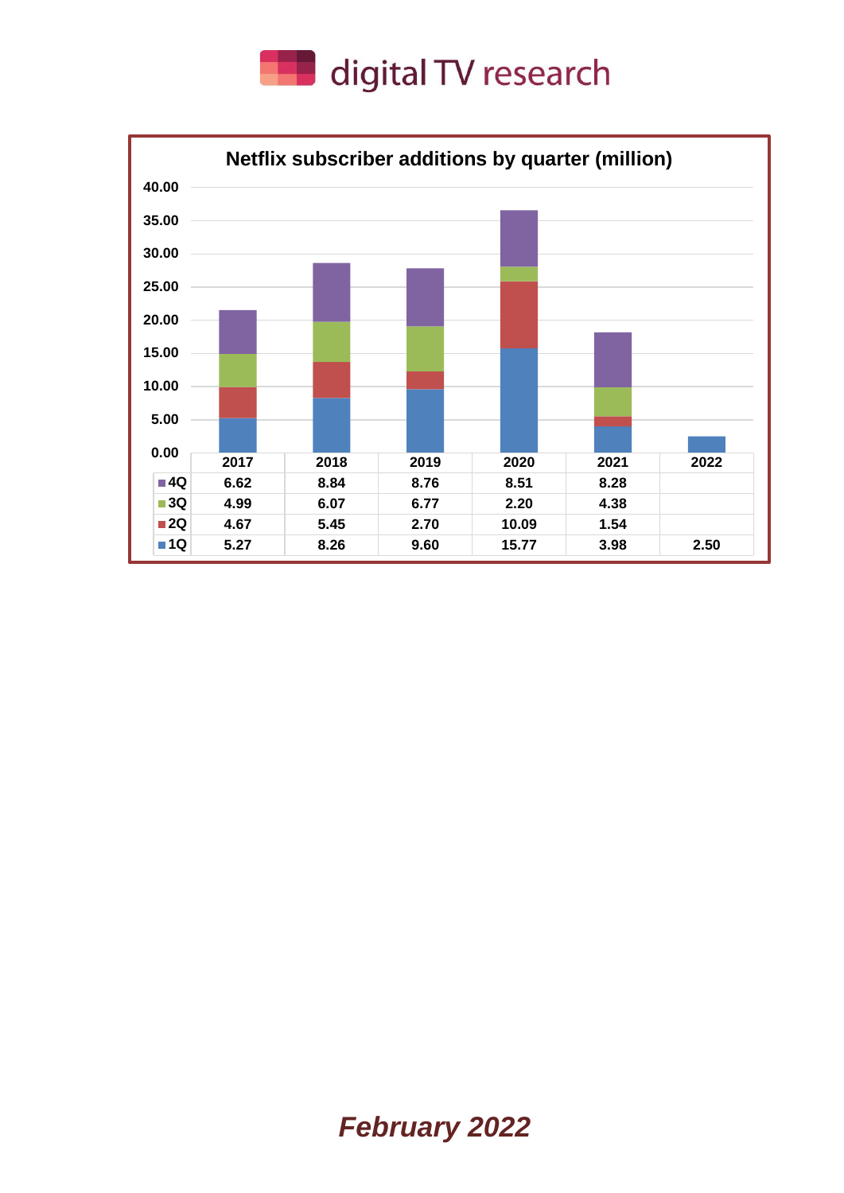**Netflix subscriber additions by quarter (million)**

| | 2017 | 2018 | 2019 | 2020 | 2021 | 2022 |
|---|---|---|---|---|---|---|
| 4Q | 6.62 | 8.84 | 8.76 | 8.51 | 8.28 | |
| 3Q | 4.99 | 6.07 | 6.77 | 2.20 | 4.38 | |
| 2Q | 4.67 | 5.45 | 2.70 | 10.09 | 1.54 | |
| 1Q | 5.27 | 8.26 | 9.60 | 15.77 | 3.98 | 2.50 |

***February 2022***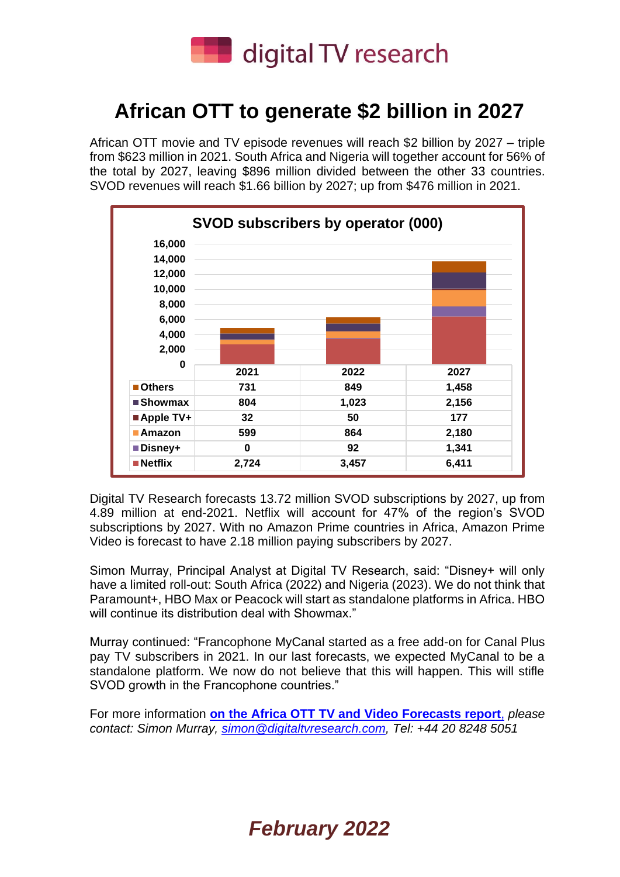digital TV research

# African OTT to generate $2 billion in 2027

African OTT movie and TV episode revenues will reach $2 billion by 2027 – triple from $623 million in 2021. South Africa and Nigeria will together account for 56% of the total by 2027, leaving $896 million divided between the other 33 countries. SVOD revenues will reach $1.66 billion by 2027; up from $476 million in 2021.

**SVOD subscribers by operator (000)**

| | 2021 | 2022 | 2027 |
|---|---|---|---|
| Others | 731 | 849 | 1,458 |
| Showmax | 804 | 1,023 | 2,156 |
| Apple TV+ | 32 | 50 | 177 |
| Amazon | 599 | 864 | 2,180 |
| Disney+ | 0 | 92 | 1,341 |
| Netflix | 2,724 | 3,457 | 6,411 |

Digital TV Research forecasts 13.72 million SVOD subscriptions by 2027, up from 4.89 million at end-2021. Netflix will account for 47% of the region's SVOD subscriptions by 2027. With no Amazon Prime countries in Africa, Amazon Prime Video is forecast to have 2.18 million paying subscribers by 2027.

Simon Murray, Principal Analyst at Digital TV Research, said: "Disney+ will only have a limited roll-out: South Africa (2022) and Nigeria (2023). We do not think that Paramount+, HBO Max or Peacock will start as standalone platforms in Africa. HBO will continue its distribution deal with Showmax."

Murray continued: "Francophone MyCanal started as a free add-on for Canal Plus pay TV subscribers in 2021. In our last forecasts, we expected MyCanal to be a standalone platform. We now do not believe that this will happen. This will stifle SVOD growth in the Francophone countries."

For more information **on the Africa OTT TV and Video Forecasts report**, *please contact: Simon Murray, simon@digitaltvresearch.com, Tel: +44 20 8248 5051*

***February 2022***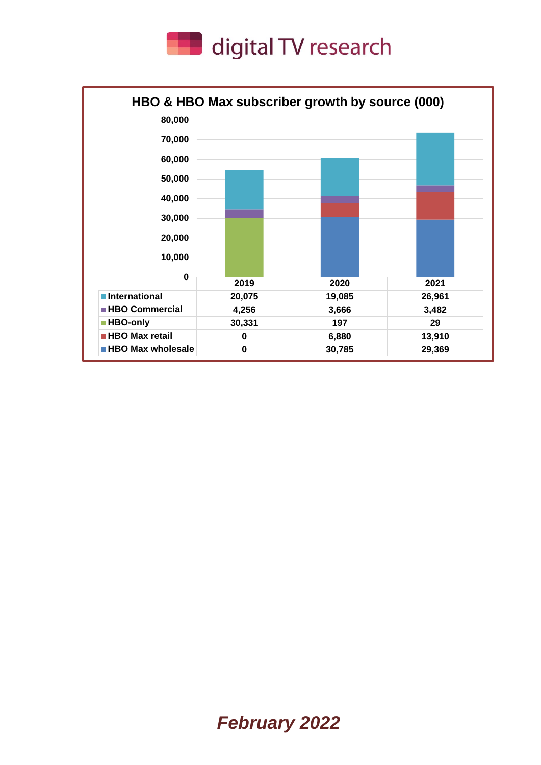**HBO & HBO Max subscriber growth by source (000)**

| | 2019 | 2020 | 2021 |
|---|---|---|---|
| International | 20,075 | 19,085 | 26,961 |
| HBO Commercial | 4,256 | 3,666 | 3,482 |
| HBO-only | 30,331 | 197 | 29 |
| HBO Max retail | 0 | 6,880 | 13,910 |
| HBO Max wholesale | 0 | 30,785 | 29,369 |

***February 2022***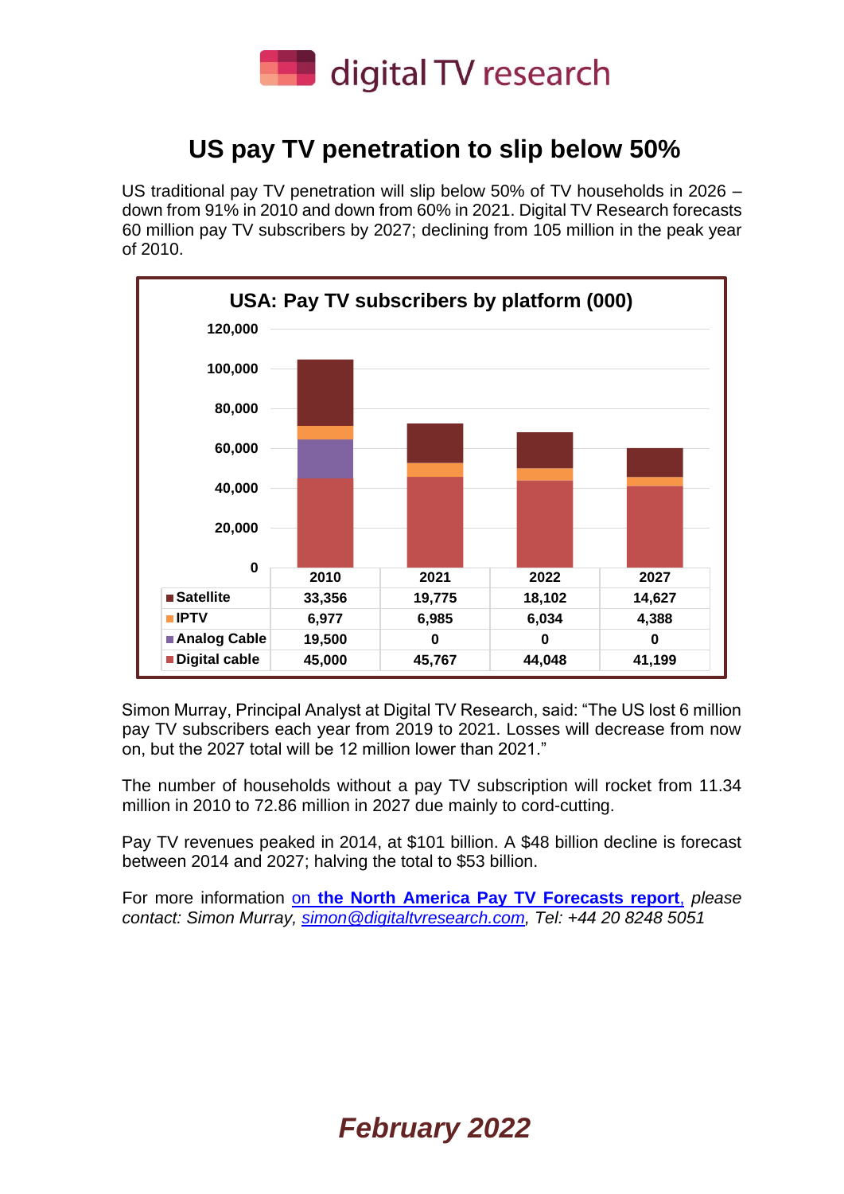# US pay TV penetration to slip below 50%

US traditional pay TV penetration will slip below 50% of TV households in 2026 – down from 91% in 2010 and down from 60% in 2021. Digital TV Research forecasts 60 million pay TV subscribers by 2027; declining from 105 million in the peak year of 2010.

**USA: Pay TV subscribers by platform (000)**

| | 2010 | 2021 | 2022 | 2027 |
|---|---|---|---|---|
| Satellite | 33,356 | 19,775 | 18,102 | 14,627 |
| IPTV | 6,977 | 6,985 | 6,034 | 4,388 |
| Analog Cable | 19,500 | 0 | 0 | 0 |
| Digital cable | 45,000 | 45,767 | 44,048 | 41,199 |

Simon Murray, Principal Analyst at Digital TV Research, said: "The US lost 6 million pay TV subscribers each year from 2019 to 2021. Losses will decrease from now on, but the 2027 total will be 12 million lower than 2021."

The number of households without a pay TV subscription will rocket from 11.34 million in 2010 to 72.86 million in 2027 due mainly to cord-cutting.

Pay TV revenues peaked in 2014, at $101 billion. A $48 billion decline is forecast between 2014 and 2027; halving the total to $53 billion.

For more information on **the North America Pay TV Forecasts report**, *please contact: Simon Murray, simon@digitaltvresearch.com, Tel: +44 20 8248 5051*

***February 2022***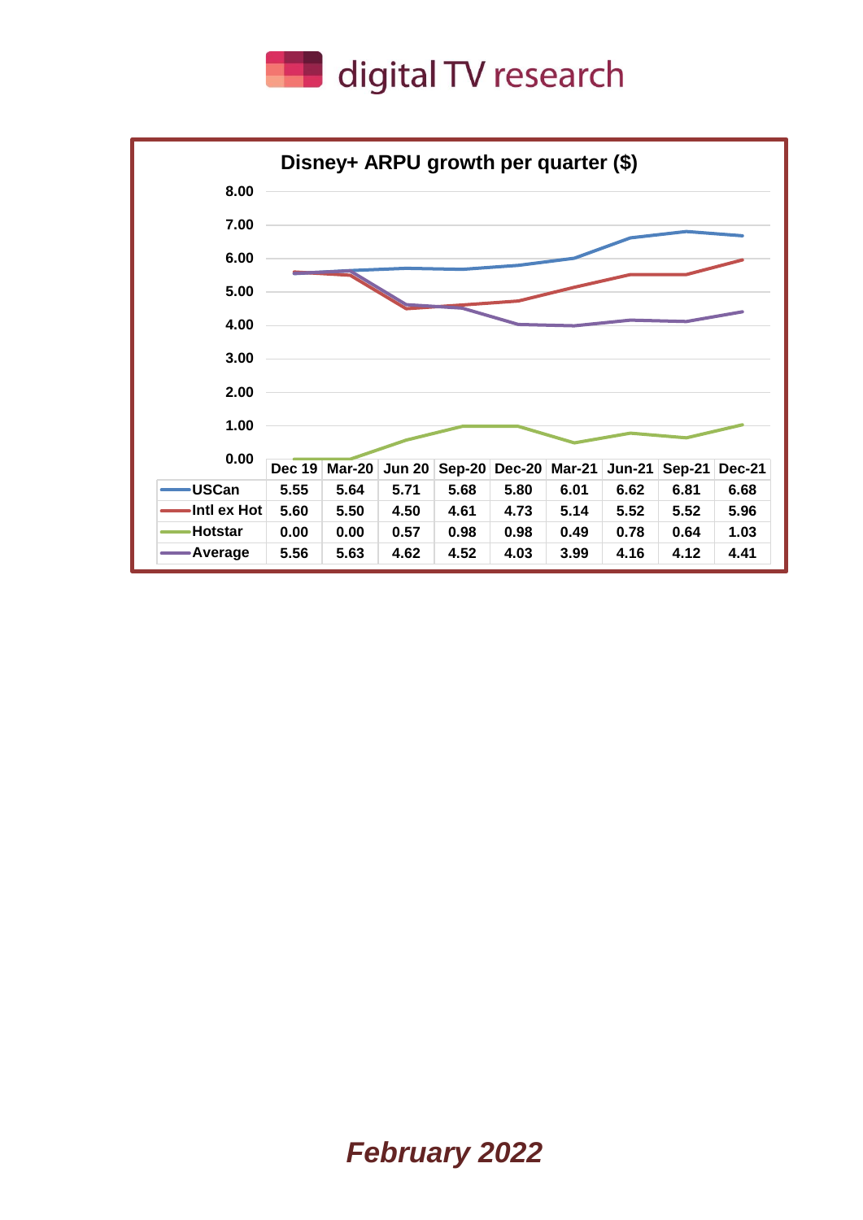**Disney+ ARPU growth per quarter ($)**

| | Dec 19 | Mar-20 | Jun 20 | Sep-20 | Dec-20 | Mar-21 | Jun-21 | Sep-21 | Dec-21 |
|---|---|---|---|---|---|---|---|---|---|
| USCan | 5.55 | 5.64 | 5.71 | 5.68 | 5.80 | 6.01 | 6.62 | 6.81 | 6.68 |
| Intl ex Hot | 5.60 | 5.50 | 4.50 | 4.61 | 4.73 | 5.14 | 5.52 | 5.52 | 5.96 |
| Hotstar | 0.00 | 0.00 | 0.57 | 0.98 | 0.98 | 0.49 | 0.78 | 0.64 | 1.03 |
| Average | 5.56 | 5.63 | 4.62 | 4.52 | 4.03 | 3.99 | 4.16 | 4.12 | 4.41 |

***February 2022***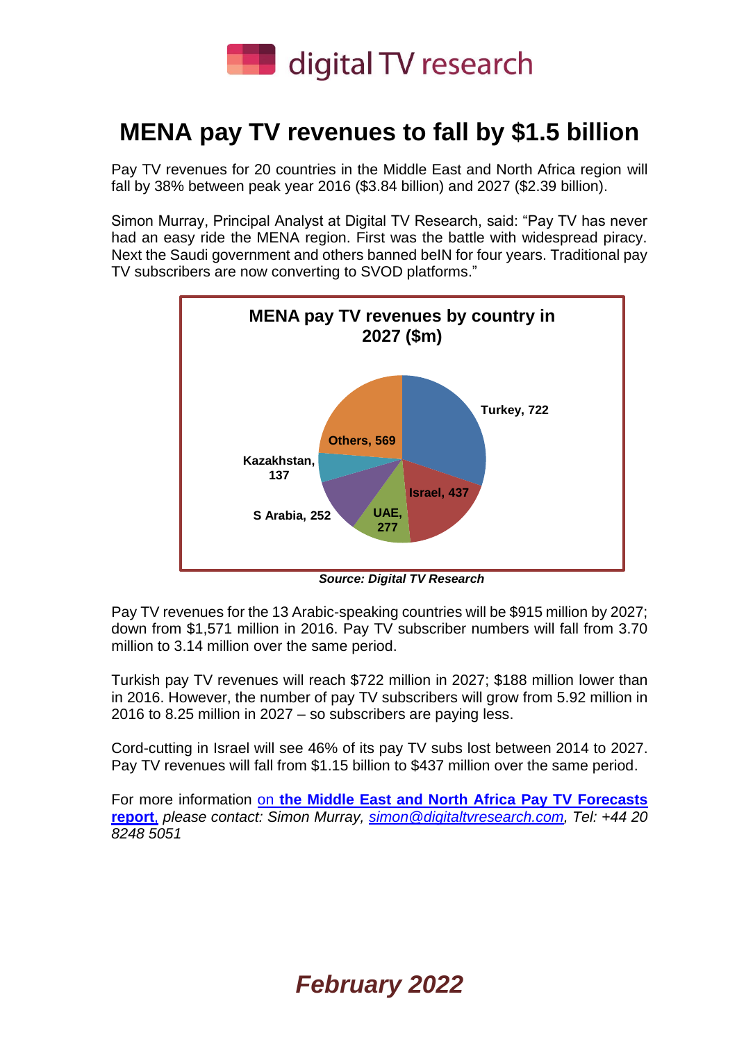digital TV research

# MENA pay TV revenues to fall by $1.5 billion

Pay TV revenues for 20 countries in the Middle East and North Africa region will fall by 38% between peak year 2016 ($3.84 billion) and 2027 ($2.39 billion).

Simon Murray, Principal Analyst at Digital TV Research, said: "Pay TV has never had an easy ride the MENA region. First was the battle with widespread piracy. Next the Saudi government and others banned beIN for four years. Traditional pay TV subscribers are now converting to SVOD platforms."

**MENA pay TV revenues by country in 2027 ($m)**

| Country | Revenues ($m) |
| --- | --- |
| Turkey | 722 |
| Israel | 437 |
| UAE | 277 |
| S Arabia | 252 |
| Kazakhstan | 137 |
| Others | 569 |

***Source: Digital TV Research***

Pay TV revenues for the 13 Arabic-speaking countries will be $915 million by 2027; down from $1,571 million in 2016. Pay TV subscriber numbers will fall from 3.70 million to 3.14 million over the same period.

Turkish pay TV revenues will reach $722 million in 2027; $188 million lower than in 2016. However, the number of pay TV subscribers will grow from 5.92 million in 2016 to 8.25 million in 2027 – so subscribers are paying less.

Cord-cutting in Israel will see 46% of its pay TV subs lost between 2014 to 2027. Pay TV revenues will fall from $1.15 billion to $437 million over the same period.

For more information on **the Middle East and North Africa Pay TV Forecasts report**, *please contact: Simon Murray, simon@digitaltvresearch.com, Tel: +44 20 8248 5051*

***February 2022***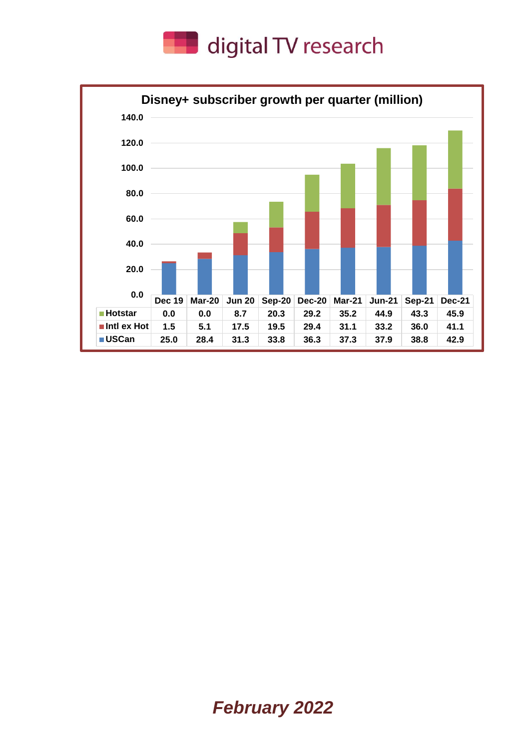digital TV research

**Disney+ subscriber growth per quarter (million)**

| | Dec 19 | Mar-20 | Jun 20 | Sep-20 | Dec-20 | Mar-21 | Jun-21 | Sep-21 | Dec-21 |
|---|---|---|---|---|---|---|---|---|---|
| Hotstar | 0.0 | 0.0 | 8.7 | 20.3 | 29.2 | 35.2 | 44.9 | 43.3 | 45.9 |
| Intl ex Hot | 1.5 | 5.1 | 17.5 | 19.5 | 29.4 | 31.1 | 33.2 | 36.0 | 41.1 |
| USCan | 25.0 | 28.4 | 31.3 | 33.8 | 36.3 | 37.3 | 37.9 | 38.8 | 42.9 |

*February 2022*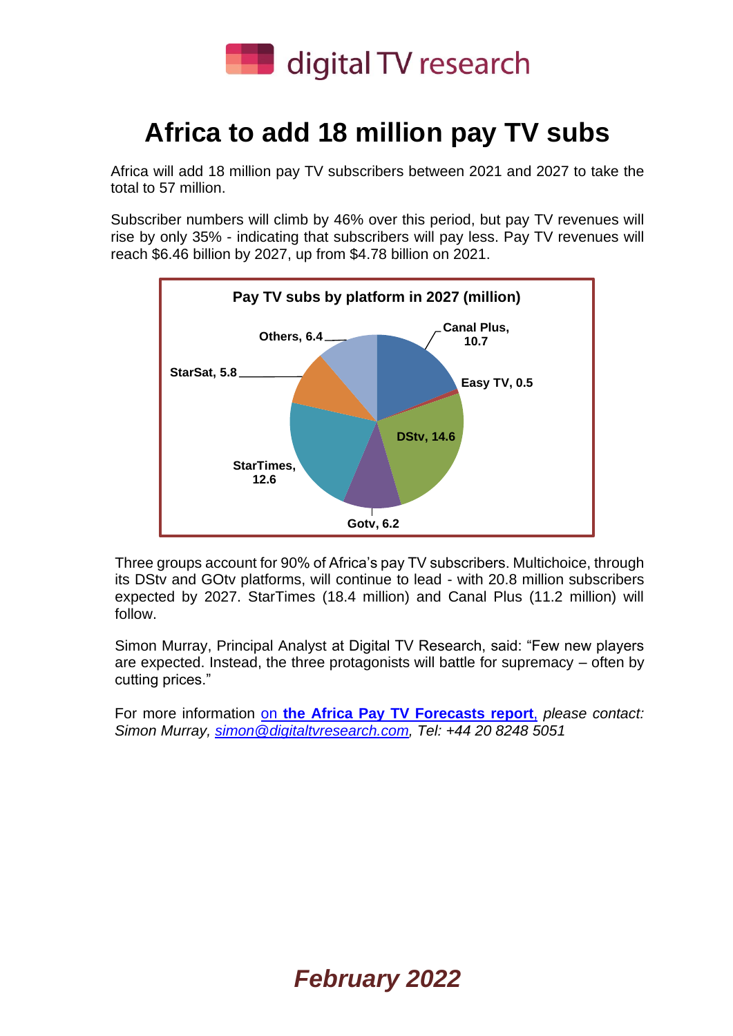# Africa to add 18 million pay TV subs

Africa will add 18 million pay TV subscribers between 2021 and 2027 to take the total to 57 million.

Subscriber numbers will climb by 46% over this period, but pay TV revenues will rise by only 35% - indicating that subscribers will pay less. Pay TV revenues will reach $6.46 billion by 2027, up from $4.78 billion on 2021.

**Pay TV subs by platform in 2027 (million)**

| Platform | Subs (million) |
| --- | --- |
| Canal Plus | 10.7 |
| Easy TV | 0.5 |
| DStv | 14.6 |
| Gotv | 6.2 |
| StarTimes | 12.6 |
| StarSat | 5.8 |
| Others | 6.4 |

Three groups account for 90% of Africa's pay TV subscribers. Multichoice, through its DStv and GOtv platforms, will continue to lead - with 20.8 million subscribers expected by 2027. StarTimes (18.4 million) and Canal Plus (11.2 million) will follow.

Simon Murray, Principal Analyst at Digital TV Research, said: "Few new players are expected. Instead, the three protagonists will battle for supremacy – often by cutting prices."

For more information on **the Africa Pay TV Forecasts report**, *please contact: Simon Murray, simon@digitaltvresearch.com, Tel: +44 20 8248 5051*

***February 2022***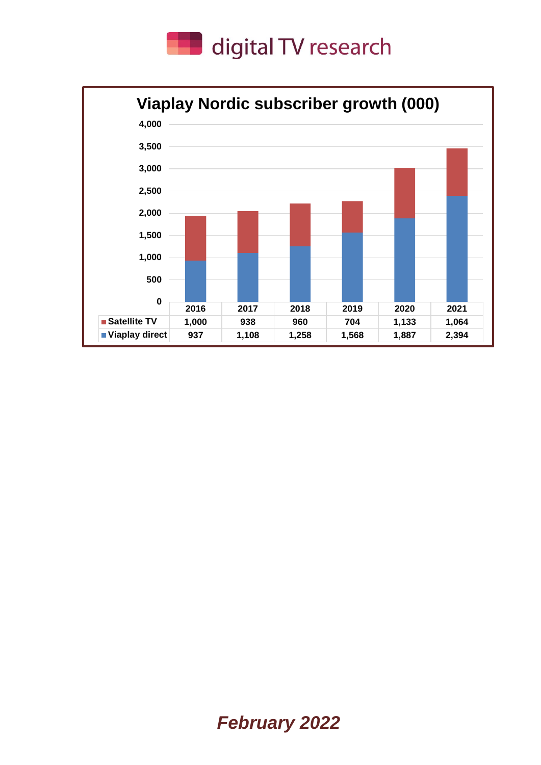digital TV research

Viaplay Nordic subscriber growth (000)

4,000
3,500
3,000
2,500
2,000
1,500
1,000
500
0

2016 2017 2018 2019 2020 2021

Satellite TV 1,000 938 960 704 1,133 1,064

Viaplay direct 937 1,108 1,258 1,568 1,887 2,394

*February 2022*